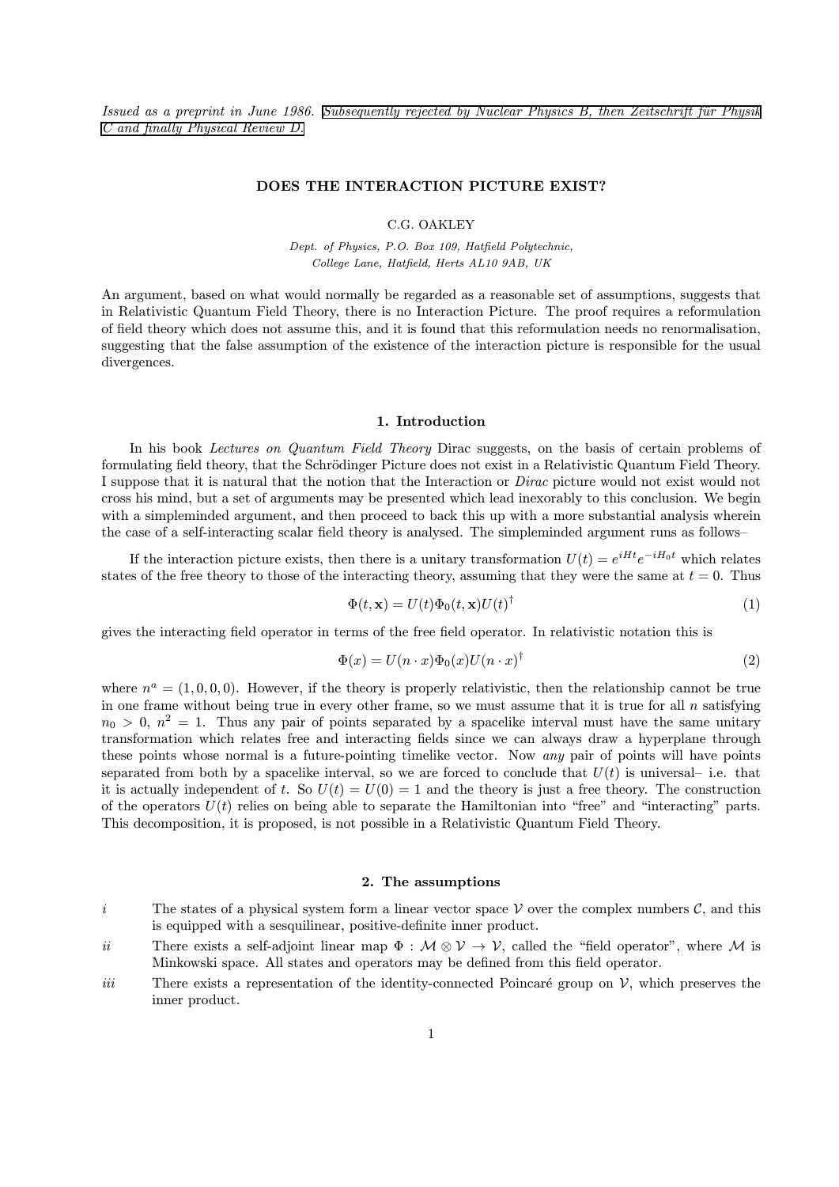*Issued as a preprint in June 1986. Subsequently rejected by Nuclear Physics B, then Zeitschrift für Physik C and finally Physical Review D.*

# DOES THE INTERACTION PICTURE EXIST?

C.G. OAKLEY

*Dept. of Physics, P.O. Box 109, Hatfield Polytechnic,*
*College Lane, Hatfield, Herts AL10 9AB, UK*

An argument, based on what would normally be regarded as a reasonable set of assumptions, suggests that in Relativistic Quantum Field Theory, there is no Interaction Picture. The proof requires a reformulation of field theory which does not assume this, and it is found that this reformulation needs no renormalisation, suggesting that the false assumption of the existence of the interaction picture is responsible for the usual divergences.

## 1. Introduction

In his book *Lectures on Quantum Field Theory* Dirac suggests, on the basis of certain problems of formulating field theory, that the Schrödinger Picture does not exist in a Relativistic Quantum Field Theory. I suppose that it is natural that the notion that the Interaction or *Dirac* picture would not exist would not cross his mind, but a set of arguments may be presented which lead inexorably to this conclusion. We begin with a simpleminded argument, and then proceed to back this up with a more substantial analysis wherein the case of a self-interacting scalar field theory is analysed. The simpleminded argument runs as follows–

If the interaction picture exists, then there is a unitary transformation $U(t) = e^{iHt}e^{-iH_0t}$ which relates states of the free theory to those of the interacting theory, assuming that they were the same at $t = 0$. Thus

$$\Phi(t, \mathbf{x}) = U(t)\Phi_0(t, \mathbf{x})U(t)^\dagger \tag{1}$$

gives the interacting field operator in terms of the free field operator. In relativistic notation this is

$$\Phi(x) = U(n \cdot x)\Phi_0(x)U(n \cdot x)^\dagger \tag{2}$$

where $n^a = (1, 0, 0, 0)$. However, if the theory is properly relativistic, then the relationship cannot be true in one frame without being true in every other frame, so we must assume that it is true for all $n$ satisfying $n_0 > 0$, $n^2 = 1$. Thus any pair of points separated by a spacelike interval must have the same unitary transformation which relates free and interacting fields since we can always draw a hyperplane through these points whose normal is a future-pointing timelike vector. Now *any* pair of points will have points separated from both by a spacelike interval, so we are forced to conclude that $U(t)$ is universal– i.e. that it is actually independent of $t$. So $U(t) = U(0) = 1$ and the theory is just a free theory. The construction of the operators $U(t)$ relies on being able to separate the Hamiltonian into "free" and "interacting" parts. This decomposition, it is proposed, is not possible in a Relativistic Quantum Field Theory.

## 2. The assumptions

- *i* The states of a physical system form a linear vector space $\mathcal{V}$ over the complex numbers $\mathcal{C}$, and this is equipped with a sesquilinear, positive-definite inner product.
- *ii* There exists a self-adjoint linear map $\Phi : \mathcal{M} \otimes \mathcal{V} \to \mathcal{V}$, called the "field operator", where $\mathcal{M}$ is Minkowski space. All states and operators may be defined from this field operator.
- *iii* There exists a representation of the identity-connected Poincaré group on $\mathcal{V}$, which preserves the inner product.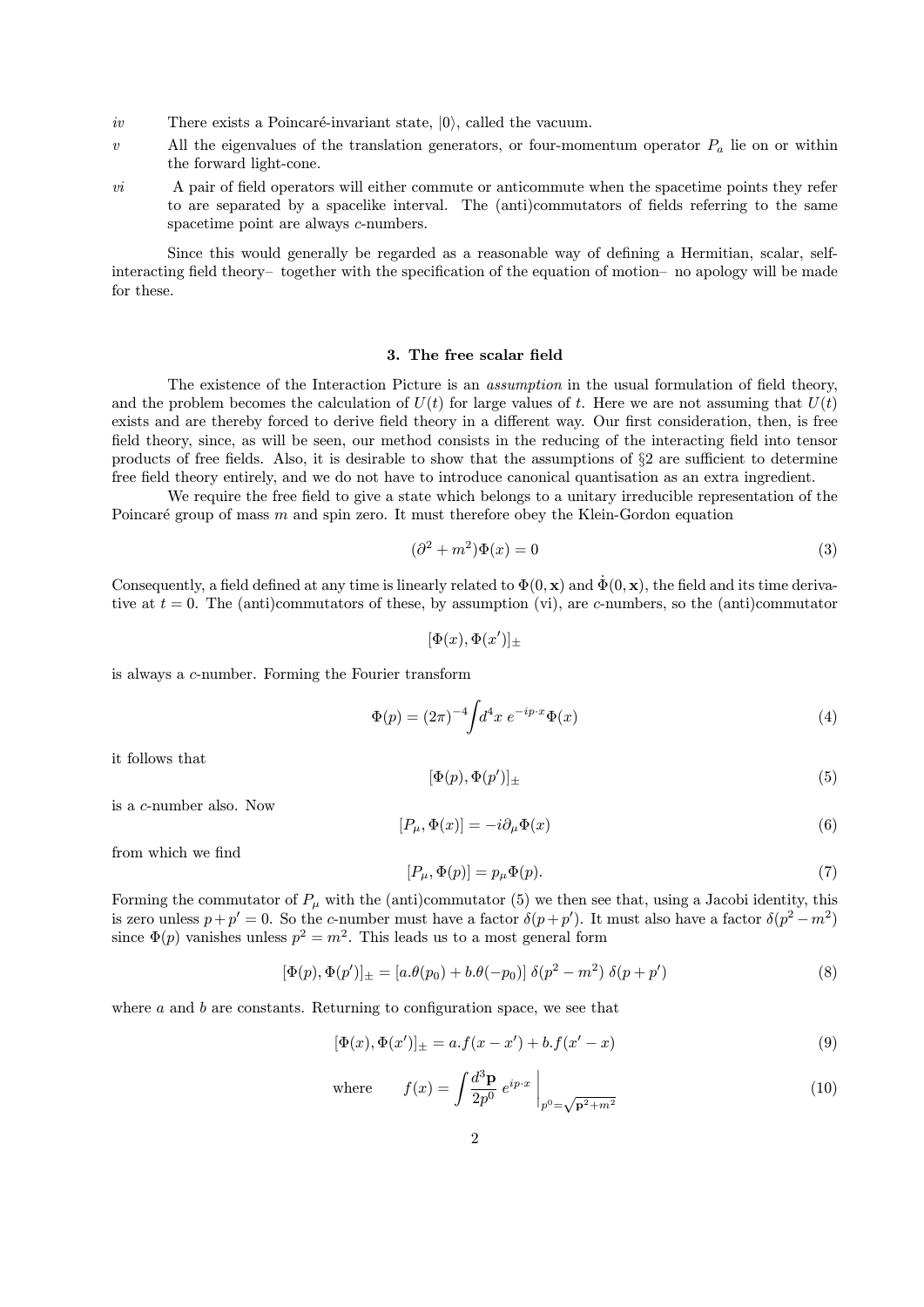*iv* There exists a Poincaré-invariant state, $|0\rangle$, called the vacuum.

*v* All the eigenvalues of the translation generators, or four-momentum operator $P_a$ lie on or within the forward light-cone.

*vi* A pair of field operators will either commute or anticommute when the spacetime points they refer to are separated by a spacelike interval. The (anti)commutators of fields referring to the same spacetime point are always *c*-numbers.

Since this would generally be regarded as a reasonable way of defining a Hermitian, scalar, self-interacting field theory– together with the specification of the equation of motion– no apology will be made for these.

### 3. The free scalar field

The existence of the Interaction Picture is an *assumption* in the usual formulation of field theory, and the problem becomes the calculation of $U(t)$ for large values of $t$. Here we are not assuming that $U(t)$ exists and are thereby forced to derive field theory in a different way. Our first consideration, then, is free field theory, since, as will be seen, our method consists in the reducing of the interacting field into tensor products of free fields. Also, it is desirable to show that the assumptions of §2 are sufficient to determine free field theory entirely, and we do not have to introduce canonical quantisation as an extra ingredient.

We require the free field to give a state which belongs to a unitary irreducible representation of the Poincaré group of mass $m$ and spin zero. It must therefore obey the Klein-Gordon equation

$$(\partial^2 + m^2)\Phi(x) = 0 \tag{3}$$

Consequently, a field defined at any time is linearly related to $\Phi(0, \mathbf{x})$ and $\dot{\Phi}(0, \mathbf{x})$, the field and its time derivative at $t = 0$. The (anti)commutators of these, by assumption (vi), are *c*-numbers, so the (anti)commutator

$$[\Phi(x), \Phi(x')]_{\pm}$$

is always a *c*-number. Forming the Fourier transform

$$\Phi(p) = (2\pi)^{-4}\int d^4x \; e^{-ip\cdot x}\Phi(x) \tag{4}$$

it follows that

$$[\Phi(p), \Phi(p')]_{\pm} \tag{5}$$

is a *c*-number also. Now

$$[P_\mu, \Phi(x)] = -i\partial_\mu \Phi(x) \tag{6}$$

from which we find

$$[P_\mu, \Phi(p)] = p_\mu \Phi(p). \tag{7}$$

Forming the commutator of $P_\mu$ with the (anti)commutator (5) we then see that, using a Jacobi identity, this is zero unless $p + p' = 0$. So the *c*-number must have a factor $\delta(p + p')$. It must also have a factor $\delta(p^2 - m^2)$ since $\Phi(p)$ vanishes unless $p^2 = m^2$. This leads us to a most general form

$$[\Phi(p), \Phi(p')]_{\pm} = [a.\theta(p_0) + b.\theta(-p_0)]\; \delta(p^2 - m^2)\; \delta(p + p') \tag{8}$$

where $a$ and $b$ are constants. Returning to configuration space, we see that

$$[\Phi(x), \Phi(x')]_{\pm} = a.f(x - x') + b.f(x' - x) \tag{9}$$

$$\text{where} \qquad f(x) = \int \frac{d^3\mathbf{p}}{2p^0}\; e^{ip\cdot x}\; \Bigg|_{p^0 = \sqrt{\mathbf{p}^2 + m^2}} \tag{10}$$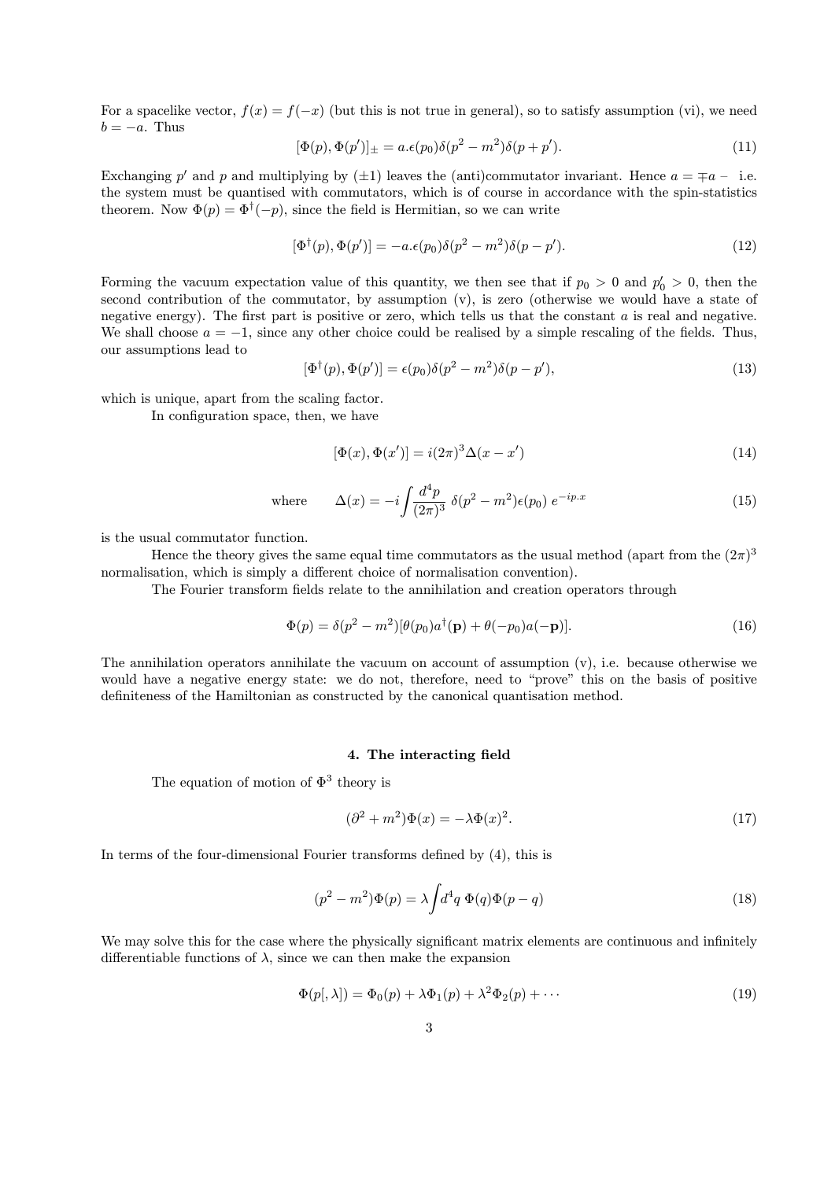For a spacelike vector, $f(x) = f(-x)$ (but this is not true in general), so to satisfy assumption (vi), we need $b = -a$. Thus

$$[\Phi(p), \Phi(p')]_\pm = a.\epsilon(p_0)\delta(p^2 - m^2)\delta(p + p'). \tag{11}$$

Exchanging $p'$ and $p$ and multiplying by $(\pm 1)$ leaves the (anti)commutator invariant. Hence $a = \mp a$ – i.e. the system must be quantised with commutators, which is of course in accordance with the spin-statistics theorem. Now $\Phi(p) = \Phi^\dagger(-p)$, since the field is Hermitian, so we can write

$$[\Phi^\dagger(p), \Phi(p')] = -a.\epsilon(p_0)\delta(p^2 - m^2)\delta(p - p'). \tag{12}$$

Forming the vacuum expectation value of this quantity, we then see that if $p_0 > 0$ and $p'_0 > 0$, then the second contribution of the commutator, by assumption (v), is zero (otherwise we would have a state of negative energy). The first part is positive or zero, which tells us that the constant $a$ is real and negative. We shall choose $a = -1$, since any other choice could be realised by a simple rescaling of the fields. Thus, our assumptions lead to

$$[\Phi^\dagger(p), \Phi(p')] = \epsilon(p_0)\delta(p^2 - m^2)\delta(p - p'), \tag{13}$$

which is unique, apart from the scaling factor.

In configuration space, then, we have

$$[\Phi(x), \Phi(x')] = i(2\pi)^3\Delta(x - x') \tag{14}$$

$$\text{where} \qquad \Delta(x) = -i\int \frac{d^4p}{(2\pi)^3}\, \delta(p^2 - m^2)\epsilon(p_0)\, e^{-ip.x} \tag{15}$$

is the usual commutator function.

Hence the theory gives the same equal time commutators as the usual method (apart from the $(2\pi)^3$ normalisation, which is simply a different choice of normalisation convention).

The Fourier transform fields relate to the annihilation and creation operators through

$$\Phi(p) = \delta(p^2 - m^2)[\theta(p_0)a^\dagger(\mathbf{p}) + \theta(-p_0)a(-\mathbf{p})]. \tag{16}$$

The annihilation operators annihilate the vacuum on account of assumption (v), i.e. because otherwise we would have a negative energy state: we do not, therefore, need to "prove" this on the basis of positive definiteness of the Hamiltonian as constructed by the canonical quantisation method.

## 4. The interacting field

The equation of motion of $\Phi^3$ theory is

$$(\partial^2 + m^2)\Phi(x) = -\lambda\Phi(x)^2. \tag{17}$$

In terms of the four-dimensional Fourier transforms defined by (4), this is

$$(p^2 - m^2)\Phi(p) = \lambda\int d^4q\ \Phi(q)\Phi(p - q) \tag{18}$$

We may solve this for the case where the physically significant matrix elements are continuous and infinitely differentiable functions of $\lambda$, since we can then make the expansion

$$\Phi(p[,\lambda]) = \Phi_0(p) + \lambda\Phi_1(p) + \lambda^2\Phi_2(p) + \cdots \tag{19}$$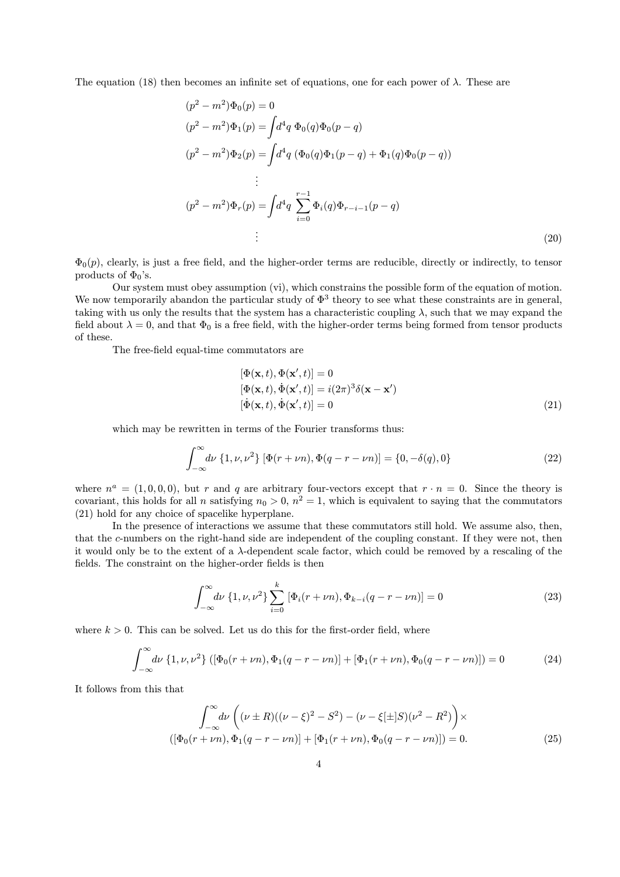The equation (18) then becomes an infinite set of equations, one for each power of $\lambda$. These are

$$
\begin{aligned}
(p^2 - m^2)\Phi_0(p) &= 0 \\
(p^2 - m^2)\Phi_1(p) &= \int d^4q \; \Phi_0(q)\Phi_0(p-q) \\
(p^2 - m^2)\Phi_2(p) &= \int d^4q \; (\Phi_0(q)\Phi_1(p-q) + \Phi_1(q)\Phi_0(p-q)) \\
&\vdots \\
(p^2 - m^2)\Phi_r(p) &= \int d^4q \; \sum_{i=0}^{r-1} \Phi_i(q)\Phi_{r-i-1}(p-q) \\
&\vdots
\end{aligned}
\tag{20}
$$

$\Phi_0(p)$, clearly, is just a free field, and the higher-order terms are reducible, directly or indirectly, to tensor products of $\Phi_0$'s.

Our system must obey assumption (vi), which constrains the possible form of the equation of motion. We now temporarily abandon the particular study of $\Phi^3$ theory to see what these constraints are in general, taking with us only the results that the system has a characteristic coupling $\lambda$, such that we may expand the field about $\lambda = 0$, and that $\Phi_0$ is a free field, with the higher-order terms being formed from tensor products of these.

The free-field equal-time commutators are

$$
\begin{aligned}
[\Phi(\mathbf{x}, t), \Phi(\mathbf{x}', t)] &= 0 \\
[\Phi(\mathbf{x}, t), \dot{\Phi}(\mathbf{x}', t)] &= i(2\pi)^3\delta(\mathbf{x} - \mathbf{x}') \\
[\dot{\Phi}(\mathbf{x}, t), \dot{\Phi}(\mathbf{x}', t)] &= 0
\end{aligned}
\tag{21}
$$

which may be rewritten in terms of the Fourier transforms thus:

$$
\int_{-\infty}^{\infty} d\nu \; \{1, \nu, \nu^2\} \; [\Phi(r + \nu n), \Phi(q - r - \nu n)] = \{0, -\delta(q), 0\}
\tag{22}
$$

where $n^a = (1, 0, 0, 0)$, but $r$ and $q$ are arbitrary four-vectors except that $r \cdot n = 0$. Since the theory is covariant, this holds for all $n$ satisfying $n_0 > 0$, $n^2 = 1$, which is equivalent to saying that the commutators (21) hold for any choice of spacelike hyperplane.

In the presence of interactions we assume that these commutators still hold. We assume also, then, that the $c$-numbers on the right-hand side are independent of the coupling constant. If they were not, then it would only be to the extent of a $\lambda$-dependent scale factor, which could be removed by a rescaling of the fields. The constraint on the higher-order fields is then

$$
\int_{-\infty}^{\infty} d\nu \; \{1, \nu, \nu^2\} \sum_{i=0}^{k} [\Phi_i(r + \nu n), \Phi_{k-i}(q - r - \nu n)] = 0
\tag{23}
$$

where $k > 0$. This can be solved. Let us do this for the first-order field, where

$$
\int_{-\infty}^{\infty} d\nu \; \{1, \nu, \nu^2\} \left( [\Phi_0(r + \nu n), \Phi_1(q - r - \nu n)] + [\Phi_1(r + \nu n), \Phi_0(q - r - \nu n)] \right) = 0
\tag{24}
$$

It follows from this that

$$
\begin{aligned}
&\int_{-\infty}^{\infty} d\nu \left( (\nu \pm R)((\nu - \xi)^2 - S^2) - (\nu - \xi[\pm]S)(\nu^2 - R^2) \right) \times \\
&([\Phi_0(r + \nu n), \Phi_1(q - r - \nu n)] + [\Phi_1(r + \nu n), \Phi_0(q - r - \nu n)]) = 0.
\end{aligned}
\tag{25}
$$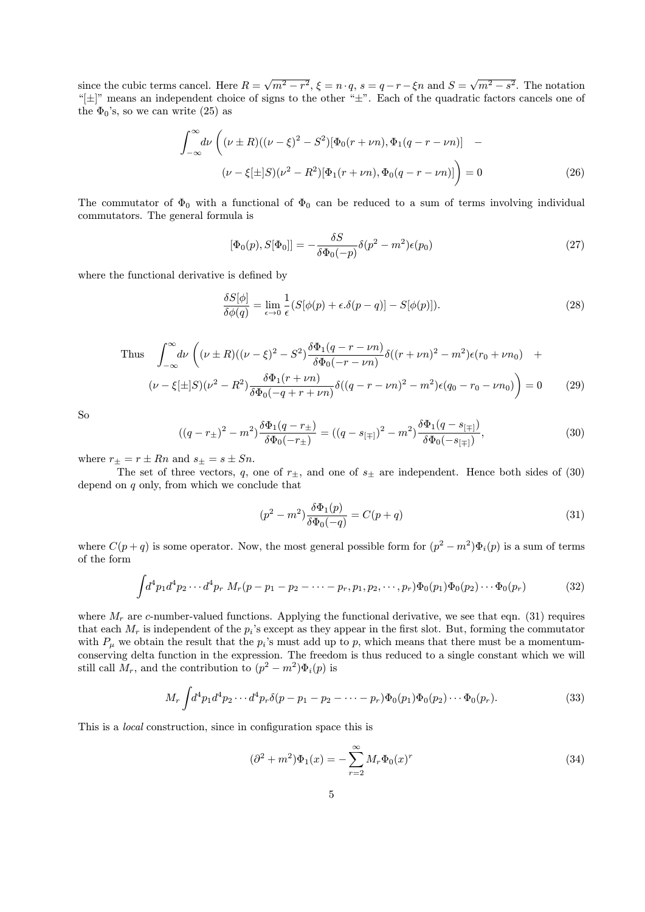since the cubic terms cancel. Here $R = \sqrt{m^2 - r^2}$, $\xi = n \cdot q$, $s = q - r - \xi n$ and $S = \sqrt{m^2 - s^2}$. The notation "$[\pm]$" means an independent choice of signs to the other "$\pm$". Each of the quadratic factors cancels one of the $\Phi_0$'s, so we can write (25) as

$$\int_{-\infty}^{\infty} d\nu \, \Big( (\nu \pm R)((\nu - \xi)^2 - S^2)[\Phi_0(r + \nu n), \Phi_1(q - r - \nu n)] \quad - \\ (\nu - \xi[\pm]S)(\nu^2 - R^2)[\Phi_1(r + \nu n), \Phi_0(q - r - \nu n)] \Big) = 0 \tag{26}$$

The commutator of $\Phi_0$ with a functional of $\Phi_0$ can be reduced to a sum of terms involving individual commutators. The general formula is

$$[\Phi_0(p), S[\Phi_0]] = -\frac{\delta S}{\delta \Phi_0(-p)} \delta(p^2 - m^2)\epsilon(p_0) \tag{27}$$

where the functional derivative is defined by

$$\frac{\delta S[\phi]}{\delta \phi(q)} = \lim_{\epsilon \to 0} \frac{1}{\epsilon}(S[\phi(p) + \epsilon . \delta(p - q)] - S[\phi(p)]). \tag{28}$$

$$\text{Thus} \quad \int_{-\infty}^{\infty} d\nu \, \Big( (\nu \pm R)((\nu - \xi)^2 - S^2) \frac{\delta \Phi_1(q - r - \nu n)}{\delta \Phi_0(-r - \nu n)} \delta((r + \nu n)^2 - m^2)\epsilon(r_0 + \nu n_0) \quad + \\ (\nu - \xi[\pm]S)(\nu^2 - R^2) \frac{\delta \Phi_1(r + \nu n)}{\delta \Phi_0(-q + r + \nu n)} \delta((q - r - \nu n)^2 - m^2)\epsilon(q_0 - r_0 - \nu n_0) \Big) = 0 \tag{29}$$

So

$$((q - r_\pm)^2 - m^2) \frac{\delta \Phi_1(q - r_\pm)}{\delta \Phi_0(-r_\pm)} = ((q - s_{[\mp]})^2 - m^2) \frac{\delta \Phi_1(q - s_{[\mp]})}{\delta \Phi_0(-s_{[\mp]})}, \tag{30}$$

where $r_\pm = r \pm Rn$ and $s_\pm = s \pm Sn$.

The set of three vectors, $q$, one of $r_\pm$, and one of $s_\pm$ are independent. Hence both sides of (30) depend on $q$ only, from which we conclude that

$$(p^2 - m^2) \frac{\delta \Phi_1(p)}{\delta \Phi_0(-q)} = C(p + q) \tag{31}$$

where $C(p + q)$ is some operator. Now, the most general possible form for $(p^2 - m^2)\Phi_i(p)$ is a sum of terms of the form

$$\int d^4p_1 d^4p_2 \cdots d^4p_r \; M_r(p - p_1 - p_2 - \cdots - p_r, p_1, p_2, \cdots, p_r) \Phi_0(p_1) \Phi_0(p_2) \cdots \Phi_0(p_r) \tag{32}$$

where $M_r$ are $c$-number-valued functions. Applying the functional derivative, we see that eqn. (31) requires that each $M_r$ is independent of the $p_i$'s except as they appear in the first slot. But, forming the commutator with $P_\mu$ we obtain the result that the $p_i$'s must add up to $p$, which means that there must be a momentum-conserving delta function in the expression. The freedom is thus reduced to a single constant which we will still call $M_r$, and the contribution to $(p^2 - m^2)\Phi_i(p)$ is

$$M_r \int d^4p_1 d^4p_2 \cdots d^4p_r \delta(p - p_1 - p_2 - \cdots - p_r) \Phi_0(p_1) \Phi_0(p_2) \cdots \Phi_0(p_r). \tag{33}$$

This is a *local* construction, since in configuration space this is

$$(\partial^2 + m^2)\Phi_1(x) = -\sum_{r=2}^{\infty} M_r \Phi_0(x)^r \tag{34}$$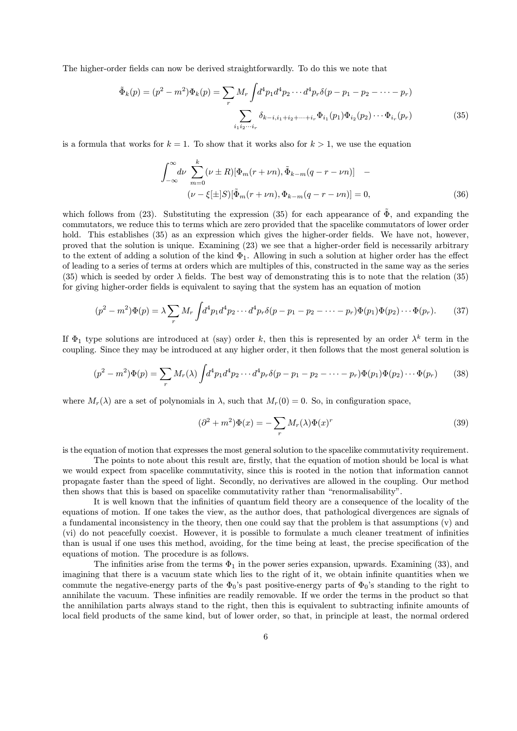The higher-order fields can now be derived straightforwardly. To do this we note that

$$\tilde{\Phi}_k(p) = (p^2 - m^2)\Phi_k(p) = \sum_r M_r \int d^4p_1 d^4p_2 \cdots d^4p_r \delta(p - p_1 - p_2 - \cdots - p_r) \sum_{i_1 i_2 \cdots i_r} \delta_{k-i, i_1+i_2+\cdots+i_r} \Phi_{i_1}(p_1)\Phi_{i_2}(p_2)\cdots\Phi_{i_r}(p_r) \tag{35}$$

is a formula that works for $k = 1$. To show that it works also for $k > 1$, we use the equation

$$\int_{-\infty}^{\infty} d\nu \sum_{m=0}^{k} (\nu \pm R)[\Phi_m(r + \nu n), \tilde{\Phi}_{k-m}(q - r - \nu n)] \; - \; (\nu - \xi[\pm]S)[\tilde{\Phi}_m(r + \nu n), \Phi_{k-m}(q - r - \nu n)] = 0, \tag{36}$$

which follows from (23). Substituting the expression (35) for each appearance of $\tilde{\Phi}$, and expanding the commutators, we reduce this to terms which are zero provided that the spacelike commutators of lower order hold. This establishes (35) as an expression which gives the higher-order fields. We have not, however, proved that the solution is unique. Examining (23) we see that a higher-order field is necessarily arbitrary to the extent of adding a solution of the kind $\Phi_1$. Allowing in such a solution at higher order has the effect of leading to a series of terms at orders which are multiples of this, constructed in the same way as the series (35) which is seeded by order $\lambda$ fields. The best way of demonstrating this is to note that the relation (35) for giving higher-order fields is equivalent to saying that the system has an equation of motion

$$(p^2 - m^2)\Phi(p) = \lambda \sum_r M_r \int d^4p_1 d^4p_2 \cdots d^4p_r \delta(p - p_1 - p_2 - \cdots - p_r)\Phi(p_1)\Phi(p_2)\cdots\Phi(p_r). \tag{37}$$

If $\Phi_1$ type solutions are introduced at (say) order $k$, then this is represented by an order $\lambda^k$ term in the coupling. Since they may be introduced at any higher order, it then follows that the most general solution is

$$(p^2 - m^2)\Phi(p) = \sum_r M_r(\lambda) \int d^4p_1 d^4p_2 \cdots d^4p_r \delta(p - p_1 - p_2 - \cdots - p_r)\Phi(p_1)\Phi(p_2)\cdots\Phi(p_r) \tag{38}$$

where $M_r(\lambda)$ are a set of polynomials in $\lambda$, such that $M_r(0) = 0$. So, in configuration space,

$$(\partial^2 + m^2)\Phi(x) = -\sum_r M_r(\lambda)\Phi(x)^r \tag{39}$$

is the equation of motion that expresses the most general solution to the spacelike commutativity requirement.

The points to note about this result are, firstly, that the equation of motion should be local is what we would expect from spacelike commutativity, since this is rooted in the notion that information cannot propagate faster than the speed of light. Secondly, no derivatives are allowed in the coupling. Our method then shows that this is based on spacelike commutativity rather than "renormalisability".

It is well known that the infinities of quantum field theory are a consequence of the locality of the equations of motion. If one takes the view, as the author does, that pathological divergences are signals of a fundamental inconsistency in the theory, then one could say that the problem is that assumptions (v) and (vi) do not peacefully coexist. However, it is possible to formulate a much cleaner treatment of infinities than is usual if one uses this method, avoiding, for the time being at least, the precise specification of the equations of motion. The procedure is as follows.

The infinities arise from the terms $\Phi_1$ in the power series expansion, upwards. Examining (33), and imagining that there is a vacuum state which lies to the right of it, we obtain infinite quantities when we commute the negative-energy parts of the $\Phi_0$'s past positive-energy parts of $\Phi_0$'s standing to the right to annihilate the vacuum. These infinities are readily removable. If we order the terms in the product so that the annihilation parts always stand to the right, then this is equivalent to subtracting infinite amounts of local field products of the same kind, but of lower order, so that, in principle at least, the normal ordered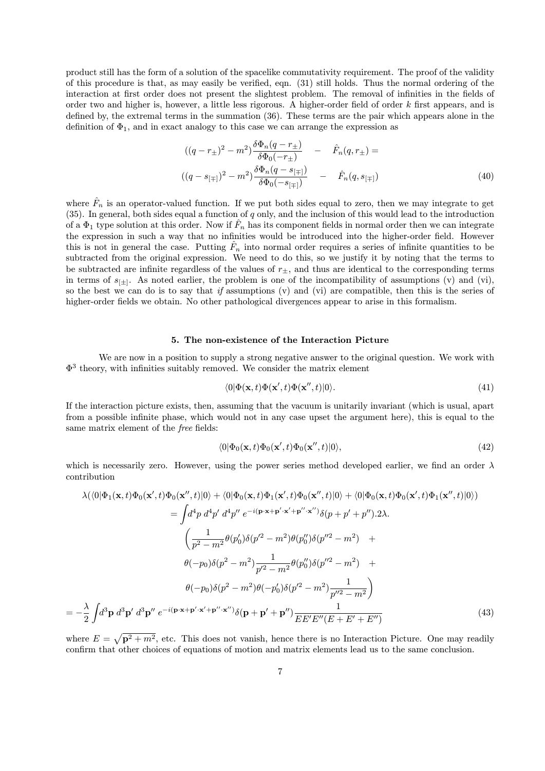product still has the form of a solution of the spacelike commutativity requirement. The proof of the validity of this procedure is that, as may easily be verified, eqn. (31) still holds. Thus the normal ordering of the interaction at first order does not present the slightest problem. The removal of infinities in the fields of order two and higher is, however, a little less rigorous. A higher-order field of order $k$ first appears, and is defined by, the extremal terms in the summation (36). These terms are the pair which appears alone in the definition of $\Phi_1$, and in exact analogy to this case we can arrange the expression as

$$
\begin{aligned}
((q-r_\pm)^2-m^2)\frac{\delta\Phi_n(q-r_\pm)}{\delta\Phi_0(-r_\pm)} \quad - \quad \hat{F}_n(q,r_\pm) = \\
((q-s_{[\mp]})^2-m^2)\frac{\delta\Phi_n(q-s_{[\mp]})}{\delta\Phi_0(-s_{[\mp]})} \quad - \quad \hat{F}_n(q,s_{[\mp]})
\end{aligned}
\tag{40}
$$

where $\hat{F}_n$ is an operator-valued function. If we put both sides equal to zero, then we may integrate to get (35). In general, both sides equal a function of $q$ only, and the inclusion of this would lead to the introduction of a $\Phi_1$ type solution at this order. Now if $\hat{F}_n$ has its component fields in normal order then we can integrate the expression in such a way that no infinities would be introduced into the higher-order field. However this is not in general the case. Putting $\hat{F}_n$ into normal order requires a series of infinite quantities to be subtracted from the original expression. We need to do this, so we justify it by noting that the terms to be subtracted are infinite regardless of the values of $r_\pm$, and thus are identical to the corresponding terms in terms of $s_{[\pm]}$. As noted earlier, the problem is one of the incompatibility of assumptions (v) and (vi), so the best we can do is to say that *if* assumptions (v) and (vi) are compatible, then this is the series of higher-order fields we obtain. No other pathological divergences appear to arise in this formalism.

## 5. The non-existence of the Interaction Picture

We are now in a position to supply a strong negative answer to the original question. We work with $\Phi^3$ theory, with infinities suitably removed. We consider the matrix element

$$
\langle 0|\Phi(\mathbf{x},t)\Phi(\mathbf{x}',t)\Phi(\mathbf{x}'',t)|0\rangle. \tag{41}
$$

If the interaction picture exists, then, assuming that the vacuum is unitarily invariant (which is usual, apart from a possible infinite phase, which would not in any case upset the argument here), this is equal to the same matrix element of the *free* fields:

$$
\langle 0|\Phi_0(\mathbf{x},t)\Phi_0(\mathbf{x}',t)\Phi_0(\mathbf{x}'',t)|0\rangle, \tag{42}
$$

which is necessarily zero. However, using the power series method developed earlier, we find an order $\lambda$ contribution

$$
\begin{aligned}
\lambda(\langle 0|\Phi_1(\mathbf{x},t)\Phi_0(\mathbf{x}',t)\Phi_0(\mathbf{x}'',t)|0\rangle + \langle 0|\Phi_0(\mathbf{x},t)\Phi_1(\mathbf{x}',t)\Phi_0(\mathbf{x}'',t)|0\rangle + \langle 0|\Phi_0(\mathbf{x},t)\Phi_0(\mathbf{x}',t)\Phi_1(\mathbf{x}'',t)|0\rangle) \\
= \int d^4p\; d^4p'\; d^4p''\; e^{-i(\mathbf{p}\cdot\mathbf{x}+\mathbf{p}'\cdot\mathbf{x}'+\mathbf{p}''\cdot\mathbf{x}'')}\delta(p+p'+p'').2\lambda. \\
\left(\frac{1}{p^2-m^2}\theta(p_0')\delta(p'^2-m^2)\theta(p_0'')\delta(p''^2-m^2) \quad + \right. \\
\theta(-p_0)\delta(p^2-m^2)\frac{1}{p'^2-m^2}\theta(p_0'')\delta(p''^2-m^2) \quad + \\
\left. \theta(-p_0)\delta(p^2-m^2)\theta(-p_0')\delta(p'^2-m^2)\frac{1}{p''^2-m^2}\right) \\
= -\frac{\lambda}{2}\int d^3\mathbf{p}\; d^3\mathbf{p}'\; d^3\mathbf{p}''\; e^{-i(\mathbf{p}\cdot\mathbf{x}+\mathbf{p}'\cdot\mathbf{x}'+\mathbf{p}''\cdot\mathbf{x}'')}\delta(\mathbf{p}+\mathbf{p}'+\mathbf{p}'')\frac{1}{EE'E''(E+E'+E'')}
\end{aligned}
\tag{43}
$$

where $E = \sqrt{\mathbf{p}^2+m^2}$, etc. This does not vanish, hence there is no Interaction Picture. One may readily confirm that other choices of equations of motion and matrix elements lead us to the same conclusion.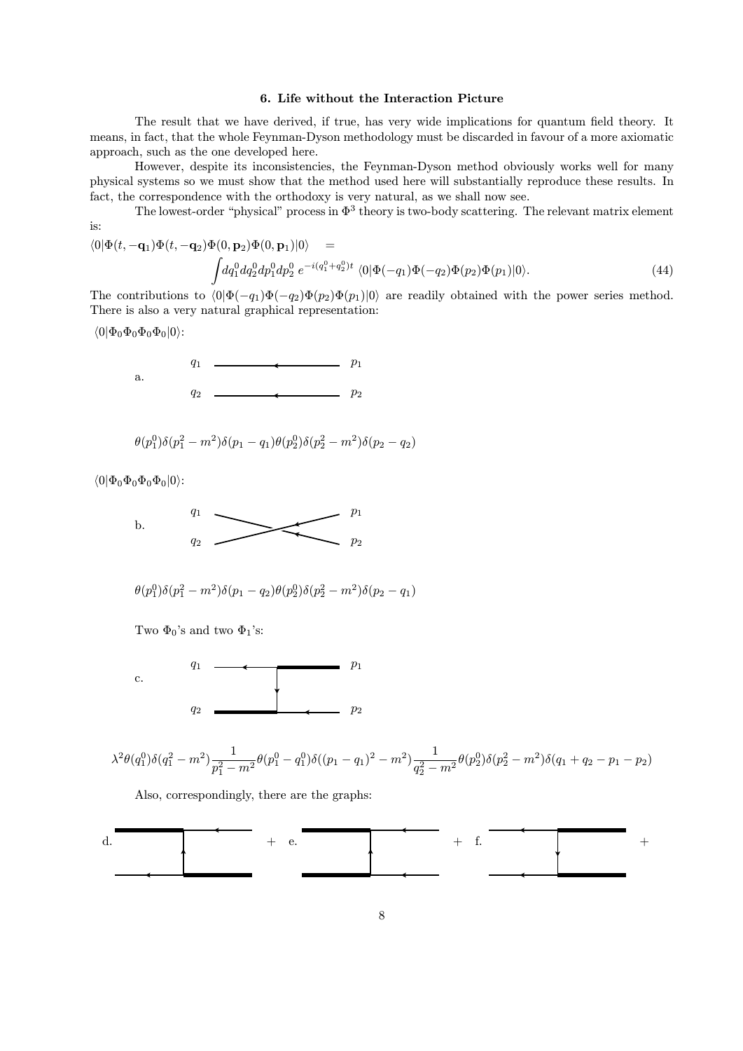### 6. Life without the Interaction Picture

The result that we have derived, if true, has very wide implications for quantum field theory. It means, in fact, that the whole Feynman-Dyson methodology must be discarded in favour of a more axiomatic approach, such as the one developed here.

However, despite its inconsistencies, the Feynman-Dyson method obviously works well for many physical systems so we must show that the method used here will substantially reproduce these results. In fact, the correspondence with the orthodoxy is very natural, as we shall now see.

The lowest-order "physical" process in $\Phi^3$ theory is two-body scattering. The relevant matrix element is:

$$\langle 0|\Phi(t,-\mathbf{q}_1)\Phi(t,-\mathbf{q}_2)\Phi(0,\mathbf{p}_2)\Phi(0,\mathbf{p}_1)|0\rangle = \int dq_1^0 dq_2^0 dp_1^0 dp_2^0 \, e^{-i(q_1^0+q_2^0)t} \, \langle 0|\Phi(-q_1)\Phi(-q_2)\Phi(p_2)\Phi(p_1)|0\rangle. \tag{44}$$

The contributions to $\langle 0|\Phi(-q_1)\Phi(-q_2)\Phi(p_2)\Phi(p_1)|0\rangle$ are readily obtained with the power series method. There is also a very natural graphical representation:

$\langle 0|\Phi_0\Phi_0\Phi_0\Phi_0|0\rangle$:

a. [graph: $q_1$ — $p_1$, $q_2$ — $p_2$]

$$\theta(p_1^0)\delta(p_1^2-m^2)\delta(p_1-q_1)\theta(p_2^0)\delta(p_2^2-m^2)\delta(p_2-q_2)$$

$\langle 0|\Phi_0\Phi_0\Phi_0\Phi_0|0\rangle$:

b. [graph: $q_1$ — $p_2$, $q_2$ — $p_1$ crossed]

$$\theta(p_1^0)\delta(p_1^2-m^2)\delta(p_1-q_2)\theta(p_2^0)\delta(p_2^2-m^2)\delta(p_2-q_1)$$

Two $\Phi_0$'s and two $\Phi_1$'s:

c. [graph: $q_1$, $p_1$, $q_2$, $p_2$]

$$\lambda^2\theta(q_1^0)\delta(q_1^2-m^2)\frac{1}{p_1^2-m^2}\theta(p_1^0-q_1^0)\delta((p_1-q_1)^2-m^2)\frac{1}{q_2^2-m^2}\theta(p_2^0)\delta(p_2^2-m^2)\delta(q_1+q_2-p_1-p_2)$$

Also, correspondingly, there are the graphs:

d. [graph] + e. [graph] + f. [graph] +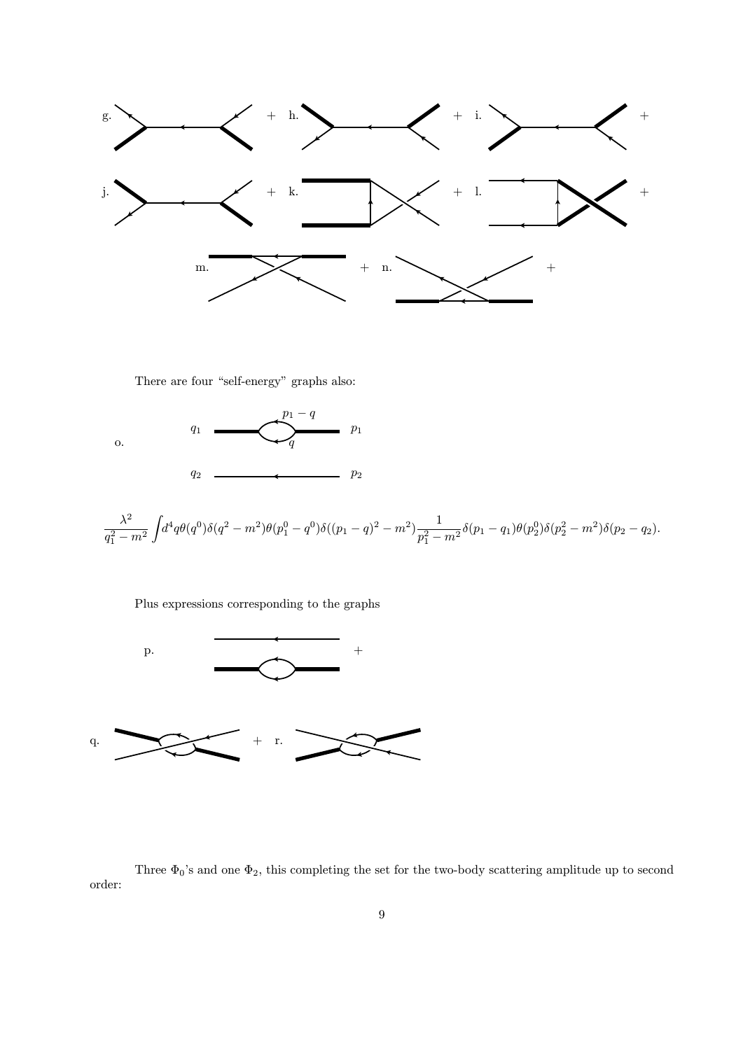g. + h. + i. +

j. + k. + l. +

m. + n. +

There are four "self-energy" graphs also:

o. $q_1$ $p_1 - q$ $q$ $p_1$ $q_2$ $p_2$

$$\frac{\lambda^2}{q_1^2 - m^2}\int d^4q\theta(q^0)\delta(q^2-m^2)\theta(p_1^0-q^0)\delta((p_1-q)^2-m^2)\frac{1}{p_1^2-m^2}\delta(p_1-q_1)\theta(p_2^0)\delta(p_2^2-m^2)\delta(p_2-q_2).$$

Plus expressions corresponding to the graphs

p. +

q. + r.

Three $\Phi_0$'s and one $\Phi_2$, this completing the set for the two-body scattering amplitude up to second order: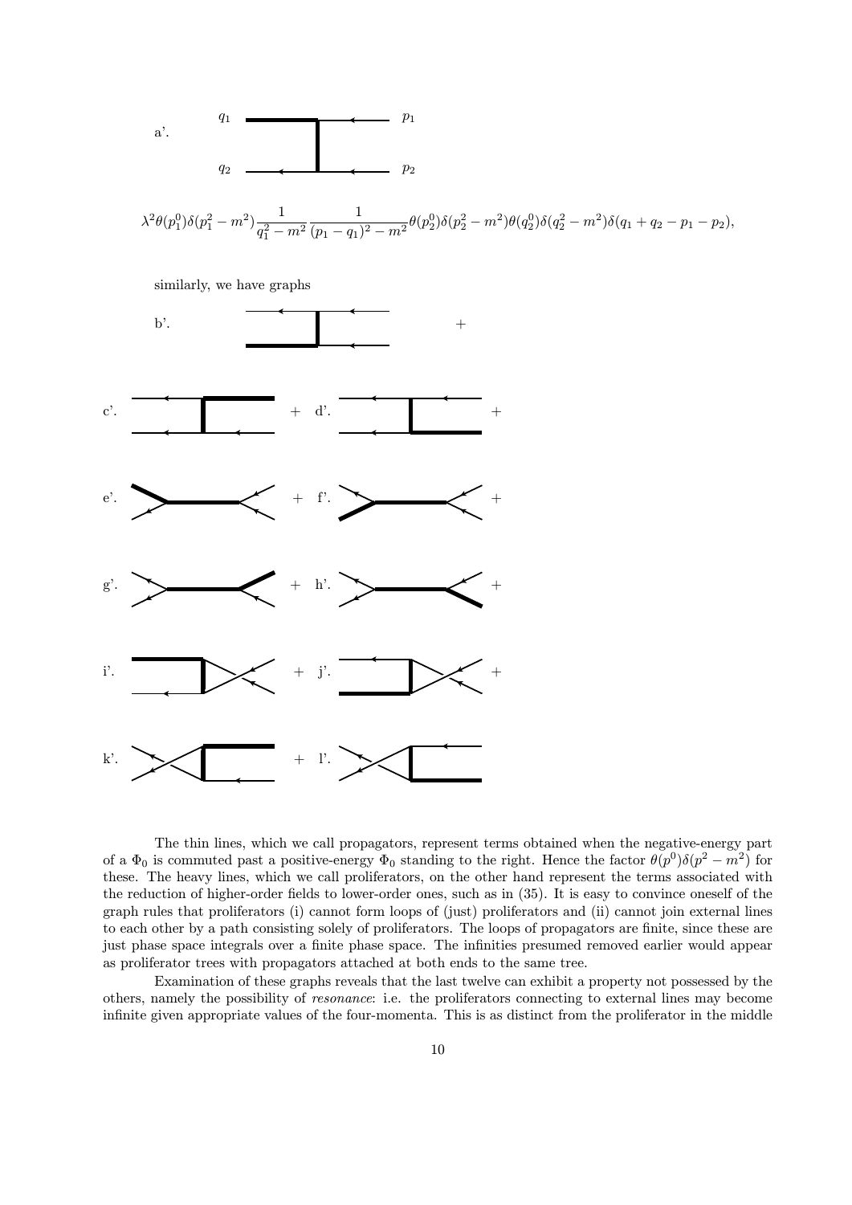a'. $q_1$ $p_1$ $q_2$ $p_2$

$$\lambda^2\theta(p_1^0)\delta(p_1^2-m^2)\frac{1}{q_1^2-m^2}\frac{1}{(p_1-q_1)^2-m^2}\theta(p_2^0)\delta(p_2^2-m^2)\theta(q_2^0)\delta(q_2^2-m^2)\delta(q_1+q_2-p_1-p_2),$$

similarly, we have graphs

b'. +

c'. + d'. +

e'. + f'. +

g'. + h'. +

i'. + j'. +

k'. + l'.

The thin lines, which we call propagators, represent terms obtained when the negative-energy part of a $\Phi_0$ is commuted past a positive-energy $\Phi_0$ standing to the right. Hence the factor $\theta(p^0)\delta(p^2-m^2)$ for these. The heavy lines, which we call proliferators, on the other hand represent the terms associated with the reduction of higher-order fields to lower-order ones, such as in (35). It is easy to convince oneself of the graph rules that proliferators (i) cannot form loops of (just) proliferators and (ii) cannot join external lines to each other by a path consisting solely of proliferators. The loops of propagators are finite, since these are just phase space integrals over a finite phase space. The infinities presumed removed earlier would appear as proliferator trees with propagators attached at both ends to the same tree.

Examination of these graphs reveals that the last twelve can exhibit a property not possessed by the others, namely the possibility of *resonance*: i.e. the proliferators connecting to external lines may become infinite given appropriate values of the four-momenta. This is as distinct from the proliferator in the middle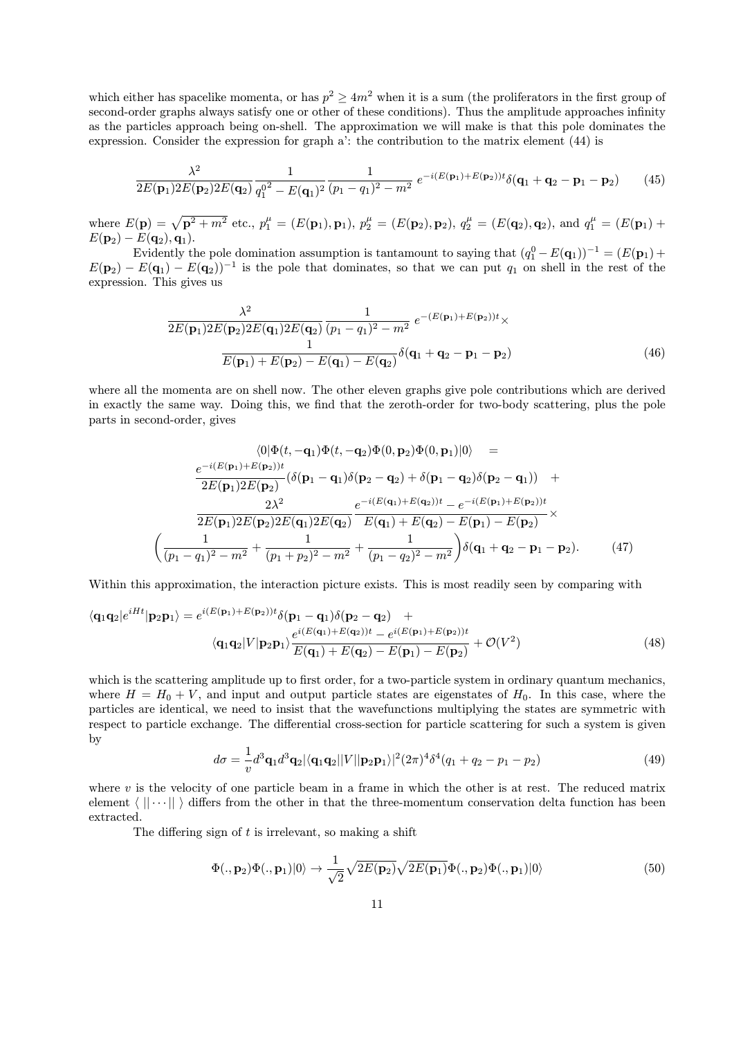which either has spacelike momenta, or has $p^2 \geq 4m^2$ when it is a sum (the proliferators in the first group of second-order graphs always satisfy one or other of these conditions). Thus the amplitude approaches infinity as the particles approach being on-shell. The approximation we will make is that this pole dominates the expression. Consider the expression for graph a': the contribution to the matrix element (44) is

$$\frac{\lambda^2}{2E(\mathbf{p}_1)2E(\mathbf{p}_2)2E(\mathbf{q}_2)} \frac{1}{q_1^{0\,2} - E(\mathbf{q}_1)^2} \frac{1}{(p_1 - q_1)^2 - m^2} \, e^{-i(E(\mathbf{p}_1)+E(\mathbf{p}_2))t} \delta(\mathbf{q}_1 + \mathbf{q}_2 - \mathbf{p}_1 - \mathbf{p}_2) \tag{45}$$

where $E(\mathbf{p}) = \sqrt{\mathbf{p}^2 + m^2}$ etc., $p_1^\mu = (E(\mathbf{p}_1), \mathbf{p}_1)$, $p_2^\mu = (E(\mathbf{p}_2), \mathbf{p}_2)$, $q_2^\mu = (E(\mathbf{q}_2), \mathbf{q}_2)$, and $q_1^\mu = (E(\mathbf{p}_1) + E(\mathbf{p}_2) - E(\mathbf{q}_2), \mathbf{q}_1)$.

Evidently the pole domination assumption is tantamount to saying that $(q_1^0 - E(\mathbf{q}_1))^{-1} = (E(\mathbf{p}_1) + E(\mathbf{p}_2) - E(\mathbf{q}_1) - E(\mathbf{q}_2))^{-1}$ is the pole that dominates, so that we can put $q_1$ on shell in the rest of the expression. This gives us

$$\begin{aligned}
&\frac{\lambda^2}{2E(\mathbf{p}_1)2E(\mathbf{p}_2)2E(\mathbf{q}_1)2E(\mathbf{q}_2)} \frac{1}{(p_1 - q_1)^2 - m^2} \, e^{-(E(\mathbf{p}_1)+E(\mathbf{p}_2))t} \times \\
&\qquad \frac{1}{E(\mathbf{p}_1) + E(\mathbf{p}_2) - E(\mathbf{q}_1) - E(\mathbf{q}_2)} \delta(\mathbf{q}_1 + \mathbf{q}_2 - \mathbf{p}_1 - \mathbf{p}_2)
\end{aligned} \tag{46}$$

where all the momenta are on shell now. The other eleven graphs give pole contributions which are derived in exactly the same way. Doing this, we find that the zeroth-order for two-body scattering, plus the pole parts in second-order, gives

$$\begin{aligned}
&\langle 0|\Phi(t, -\mathbf{q}_1)\Phi(t, -\mathbf{q}_2)\Phi(0, \mathbf{p}_2)\Phi(0, \mathbf{p}_1)|0\rangle \quad = \\
&\frac{e^{-i(E(\mathbf{p}_1)+E(\mathbf{p}_2))t}}{2E(\mathbf{p}_1)2E(\mathbf{p}_2)} (\delta(\mathbf{p}_1 - \mathbf{q}_1)\delta(\mathbf{p}_2 - \mathbf{q}_2) + \delta(\mathbf{p}_1 - \mathbf{q}_2)\delta(\mathbf{p}_2 - \mathbf{q}_1)) \quad + \\
&\frac{2\lambda^2}{2E(\mathbf{p}_1)2E(\mathbf{p}_2)2E(\mathbf{q}_1)2E(\mathbf{q}_2)} \frac{e^{-i(E(\mathbf{q}_1)+E(\mathbf{q}_2))t} - e^{-i(E(\mathbf{p}_1)+E(\mathbf{p}_2))t}}{E(\mathbf{q}_1) + E(\mathbf{q}_2) - E(\mathbf{p}_1) - E(\mathbf{p}_2)} \times \\
&\left( \frac{1}{(p_1 - q_1)^2 - m^2} + \frac{1}{(p_1 + p_2)^2 - m^2} + \frac{1}{(p_1 - q_2)^2 - m^2} \right) \delta(\mathbf{q}_1 + \mathbf{q}_2 - \mathbf{p}_1 - \mathbf{p}_2).
\end{aligned} \tag{47}$$

Within this approximation, the interaction picture exists. This is most readily seen by comparing with

$$\begin{aligned}
\langle \mathbf{q}_1\mathbf{q}_2|e^{iHt}|\mathbf{p}_2\mathbf{p}_1\rangle &= e^{i(E(\mathbf{p}_1)+E(\mathbf{p}_2))t}\delta(\mathbf{p}_1 - \mathbf{q}_1)\delta(\mathbf{p}_2 - \mathbf{q}_2) \quad + \\
&\langle \mathbf{q}_1\mathbf{q}_2|V|\mathbf{p}_2\mathbf{p}_1\rangle \frac{e^{i(E(\mathbf{q}_1)+E(\mathbf{q}_2))t} - e^{i(E(\mathbf{p}_1)+E(\mathbf{p}_2))t}}{E(\mathbf{q}_1) + E(\mathbf{q}_2) - E(\mathbf{p}_1) - E(\mathbf{p}_2)} + \mathcal{O}(V^2)
\end{aligned} \tag{48}$$

which is the scattering amplitude up to first order, for a two-particle system in ordinary quantum mechanics, where $H = H_0 + V$, and input and output particle states are eigenstates of $H_0$. In this case, where the particles are identical, we need to insist that the wavefunctions multiplying the states are symmetric with respect to particle exchange. The differential cross-section for particle scattering for such a system is given by

$$d\sigma = \frac{1}{v} d^3\mathbf{q}_1 d^3\mathbf{q}_2 |\langle \mathbf{q}_1\mathbf{q}_2||V||\mathbf{p}_2\mathbf{p}_1\rangle|^2 (2\pi)^4 \delta^4(q_1 + q_2 - p_1 - p_2) \tag{49}$$

where $v$ is the velocity of one particle beam in a frame in which the other is at rest. The reduced matrix element $\langle \, || \cdots || \, \rangle$ differs from the other in that the three-momentum conservation delta function has been extracted.

The differing sign of $t$ is irrelevant, so making a shift

$$\Phi(., \mathbf{p}_2)\Phi(., \mathbf{p}_1)|0\rangle \to \frac{1}{\sqrt{2}} \sqrt{2E(\mathbf{p}_2)} \sqrt{2E(\mathbf{p}_1)} \Phi(., \mathbf{p}_2)\Phi(., \mathbf{p}_1)|0\rangle \tag{50}$$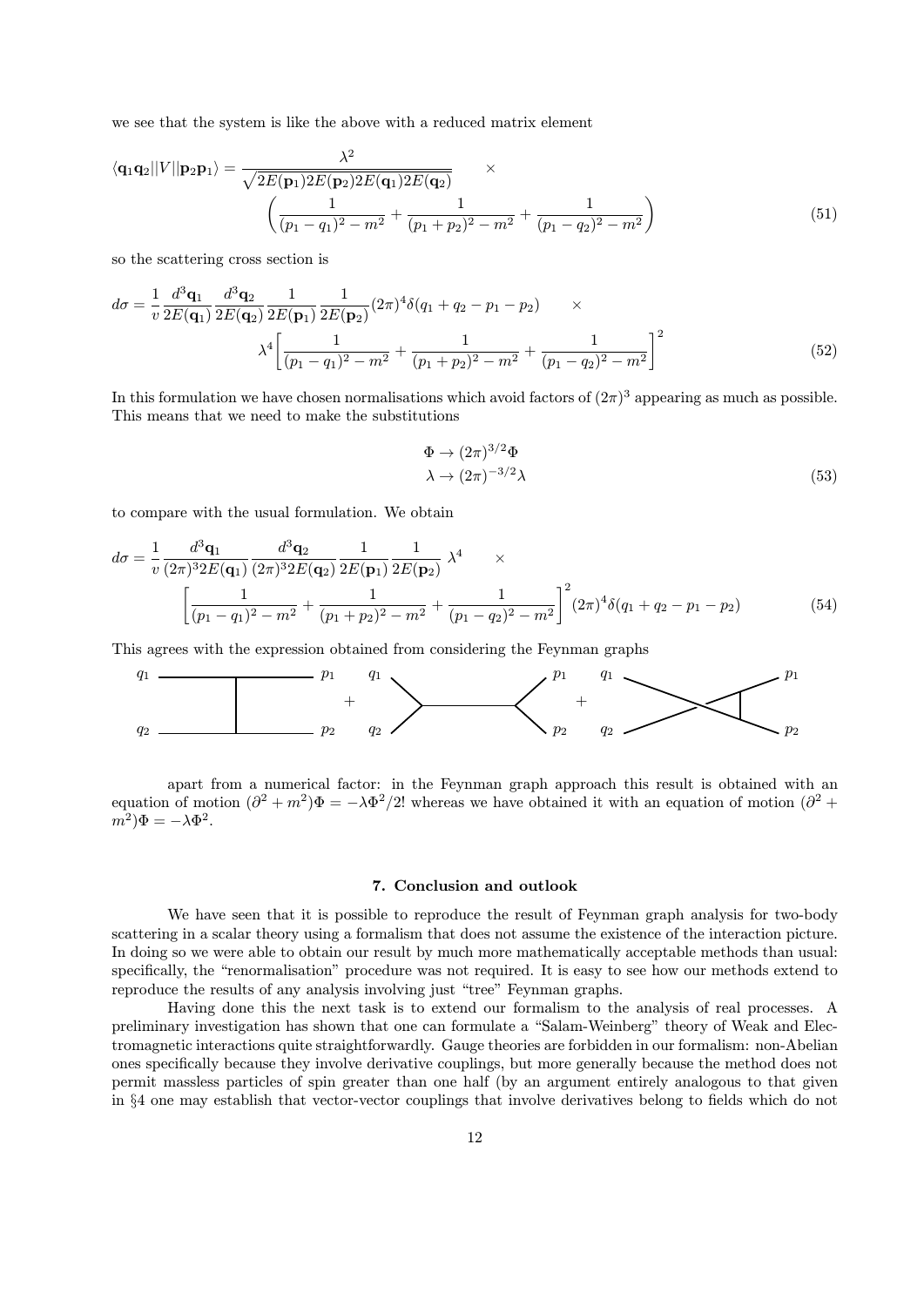we see that the system is like the above with a reduced matrix element

$$
\langle \mathbf{q}_1\mathbf{q}_2||V||\mathbf{p}_2\mathbf{p}_1\rangle = \frac{\lambda^2}{\sqrt{2E(\mathbf{p}_1)2E(\mathbf{p}_2)2E(\mathbf{q}_1)2E(\mathbf{q}_2)}} \quad \times \\
\left(\frac{1}{(p_1-q_1)^2-m^2}+\frac{1}{(p_1+p_2)^2-m^2}+\frac{1}{(p_1-q_2)^2-m^2}\right) \tag{51}
$$

so the scattering cross section is

$$
d\sigma = \frac{1}{v}\frac{d^3\mathbf{q}_1}{2E(\mathbf{q}_1)}\frac{d^3\mathbf{q}_2}{2E(\mathbf{q}_2)}\frac{1}{2E(\mathbf{p}_1)}\frac{1}{2E(\mathbf{p}_2)}(2\pi)^4\delta(q_1+q_2-p_1-p_2) \quad \times \\
\lambda^4\left[\frac{1}{(p_1-q_1)^2-m^2}+\frac{1}{(p_1+p_2)^2-m^2}+\frac{1}{(p_1-q_2)^2-m^2}\right]^2 \tag{52}
$$

In this formulation we have chosen normalisations which avoid factors of $(2\pi)^3$ appearing as much as possible. This means that we need to make the substitutions

$$
\begin{aligned}
\Phi &\to (2\pi)^{3/2}\Phi \\
\lambda &\to (2\pi)^{-3/2}\lambda
\end{aligned} \tag{53}
$$

to compare with the usual formulation. We obtain

$$
d\sigma = \frac{1}{v}\frac{d^3\mathbf{q}_1}{(2\pi)^3 2E(\mathbf{q}_1)}\frac{d^3\mathbf{q}_2}{(2\pi)^3 2E(\mathbf{q}_2)}\frac{1}{2E(\mathbf{p}_1)}\frac{1}{2E(\mathbf{p}_2)}\;\lambda^4 \quad \times \\
\left[\frac{1}{(p_1-q_1)^2-m^2}+\frac{1}{(p_1+p_2)^2-m^2}+\frac{1}{(p_1-q_2)^2-m^2}\right]^2(2\pi)^4\delta(q_1+q_2-p_1-p_2) \tag{54}
$$

This agrees with the expression obtained from considering the Feynman graphs

apart from a numerical factor: in the Feynman graph approach this result is obtained with an equation of motion $(\partial^2+m^2)\Phi = -\lambda\Phi^2/2!$ whereas we have obtained it with an equation of motion $(\partial^2+m^2)\Phi = -\lambda\Phi^2$.

## 7. Conclusion and outlook

We have seen that it is possible to reproduce the result of Feynman graph analysis for two-body scattering in a scalar theory using a formalism that does not assume the existence of the interaction picture. In doing so we were able to obtain our result by much more mathematically acceptable methods than usual: specifically, the "renormalisation" procedure was not required. It is easy to see how our methods extend to reproduce the results of any analysis involving just "tree" Feynman graphs.

Having done this the next task is to extend our formalism to the analysis of real processes. A preliminary investigation has shown that one can formulate a "Salam-Weinberg" theory of Weak and Electromagnetic interactions quite straightforwardly. Gauge theories are forbidden in our formalism: non-Abelian ones specifically because they involve derivative couplings, but more generally because the method does not permit massless particles of spin greater than one half (by an argument entirely analogous to that given in §4 one may establish that vector-vector couplings that involve derivatives belong to fields which do not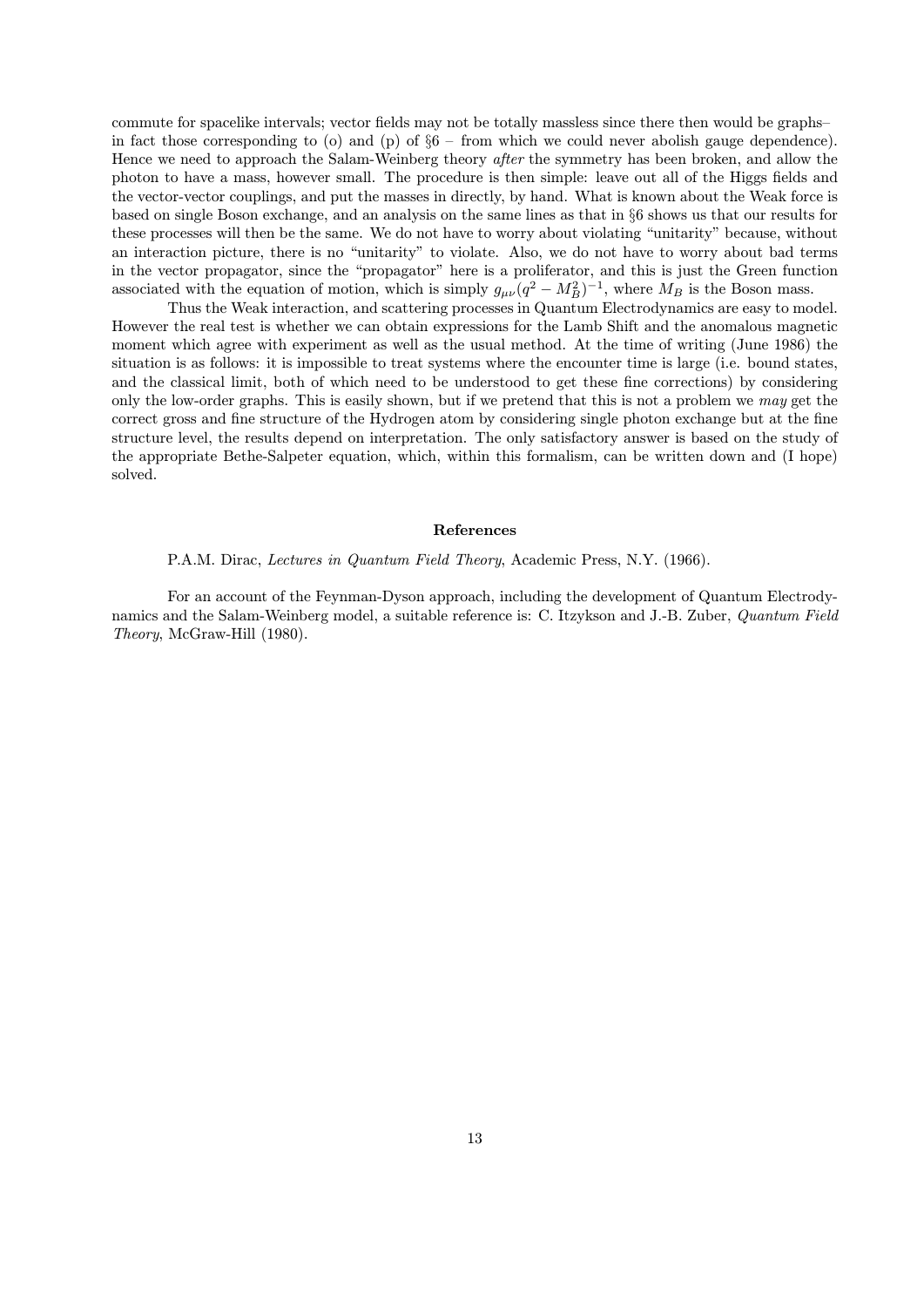commute for spacelike intervals; vector fields may not be totally massless since there then would be graphs–in fact those corresponding to (o) and (p) of §6 – from which we could never abolish gauge dependence). Hence we need to approach the Salam-Weinberg theory *after* the symmetry has been broken, and allow the photon to have a mass, however small. The procedure is then simple: leave out all of the Higgs fields and the vector-vector couplings, and put the masses in directly, by hand. What is known about the Weak force is based on single Boson exchange, and an analysis on the same lines as that in §6 shows us that our results for these processes will then be the same. We do not have to worry about violating "unitarity" because, without an interaction picture, there is no "unitarity" to violate. Also, we do not have to worry about bad terms in the vector propagator, since the "propagator" here is a proliferator, and this is just the Green function associated with the equation of motion, which is simply $g_{\mu\nu}(q^2 - M_B^2)^{-1}$, where $M_B$ is the Boson mass.

Thus the Weak interaction, and scattering processes in Quantum Electrodynamics are easy to model. However the real test is whether we can obtain expressions for the Lamb Shift and the anomalous magnetic moment which agree with experiment as well as the usual method. At the time of writing (June 1986) the situation is as follows: it is impossible to treat systems where the encounter time is large (i.e. bound states, and the classical limit, both of which need to be understood to get these fine corrections) by considering only the low-order graphs. This is easily shown, but if we pretend that this is not a problem we *may* get the correct gross and fine structure of the Hydrogen atom by considering single photon exchange but at the fine structure level, the results depend on interpretation. The only satisfactory answer is based on the study of the appropriate Bethe-Salpeter equation, which, within this formalism, can be written down and (I hope) solved.

## References

P.A.M. Dirac, *Lectures in Quantum Field Theory*, Academic Press, N.Y. (1966).

For an account of the Feynman-Dyson approach, including the development of Quantum Electrodynamics and the Salam-Weinberg model, a suitable reference is: C. Itzykson and J.-B. Zuber, *Quantum Field Theory*, McGraw-Hill (1980).